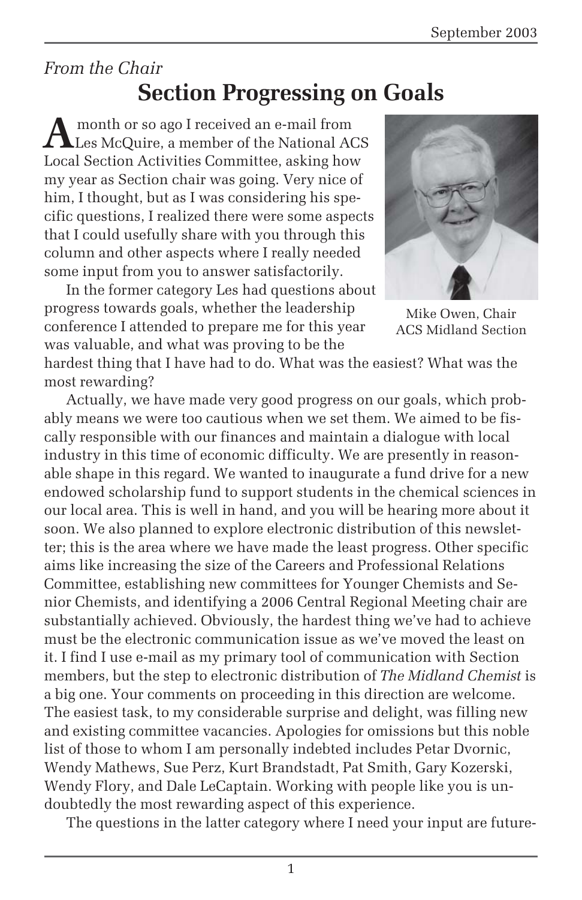*From the Chair*

# Section Progressing on Goals

A month or so ago I received an e-mail from Les McQuire, a member of the National ACS Local Section Activities Committee, asking how my year as Section chair was going. Very nice of him, I thought, but as I was considering his specific questions, I realized there were some aspects that I could usefully share with you through this column and other aspects where I really needed some input from you to answer satisfactorily.

Mike Owen, Chair
ACS Midland Section

In the former category Les had questions about progress towards goals, whether the leadership conference I attended to prepare me for this year was valuable, and what was proving to be the hardest thing that I have had to do. What was the easiest? What was the most rewarding?

Actually, we have made very good progress on our goals, which probably means we were too cautious when we set them. We aimed to be fiscally responsible with our finances and maintain a dialogue with local industry in this time of economic difficulty. We are presently in reasonable shape in this regard. We wanted to inaugurate a fund drive for a new endowed scholarship fund to support students in the chemical sciences in our local area. This is well in hand, and you will be hearing more about it soon. We also planned to explore electronic distribution of this newsletter; this is the area where we have made the least progress. Other specific aims like increasing the size of the Careers and Professional Relations Committee, establishing new committees for Younger Chemists and Senior Chemists, and identifying a 2006 Central Regional Meeting chair are substantially achieved. Obviously, the hardest thing we've had to achieve must be the electronic communication issue as we've moved the least on it. I find I use e-mail as my primary tool of communication with Section members, but the step to electronic distribution of *The Midland Chemist* is a big one. Your comments on proceeding in this direction are welcome. The easiest task, to my considerable surprise and delight, was filling new and existing committee vacancies. Apologies for omissions but this noble list of those to whom I am personally indebted includes Petar Dvornic, Wendy Mathews, Sue Perz, Kurt Brandstadt, Pat Smith, Gary Kozerski, Wendy Flory, and Dale LeCaptain. Working with people like you is undoubtedly the most rewarding aspect of this experience.

The questions in the latter category where I need your input are future-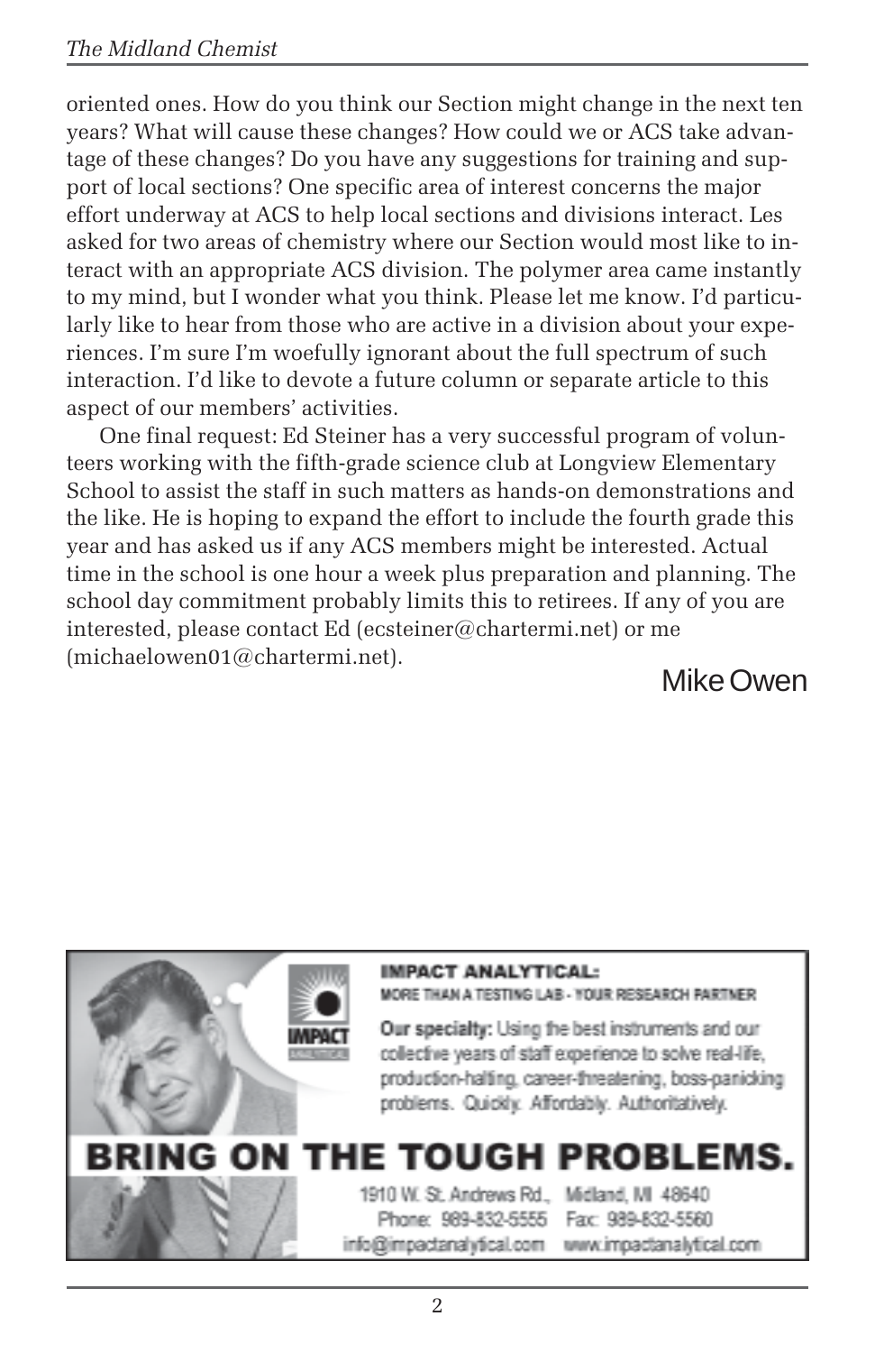oriented ones. How do you think our Section might change in the next ten years? What will cause these changes? How could we or ACS take advantage of these changes? Do you have any suggestions for training and support of local sections? One specific area of interest concerns the major effort underway at ACS to help local sections and divisions interact. Les asked for two areas of chemistry where our Section would most like to interact with an appropriate ACS division. The polymer area came instantly to my mind, but I wonder what you think. Please let me know. I'd particularly like to hear from those who are active in a division about your experiences. I'm sure I'm woefully ignorant about the full spectrum of such interaction. I'd like to devote a future column or separate article to this aspect of our members' activities.

One final request: Ed Steiner has a very successful program of volunteers working with the fifth-grade science club at Longview Elementary School to assist the staff in such matters as hands-on demonstrations and the like. He is hoping to expand the effort to include the fourth grade this year and has asked us if any ACS members might be interested. Actual time in the school is one hour a week plus preparation and planning. The school day commitment probably limits this to retirees. If any of you are interested, please contact Ed (ecsteiner@chartermi.net) or me (michaelowen01@chartermi.net).

Mike Owen

**IMPACT ANALYTICAL:**
MORE THAN A TESTING LAB - YOUR RESEARCH PARTNER

**Our specialty:** Using the best instruments and our collective years of staff experience to solve real-life, production-halting, career-threatening, boss-panicking problems. Quickly. Affordably. Authoritatively.

**BRING ON THE TOUGH PROBLEMS.**

1910 W. St. Andrews Rd., Midland, MI 48640
Phone: 989-832-5555 Fax: 989-832-5560
info@impactanalytical.com www.impactanalytical.com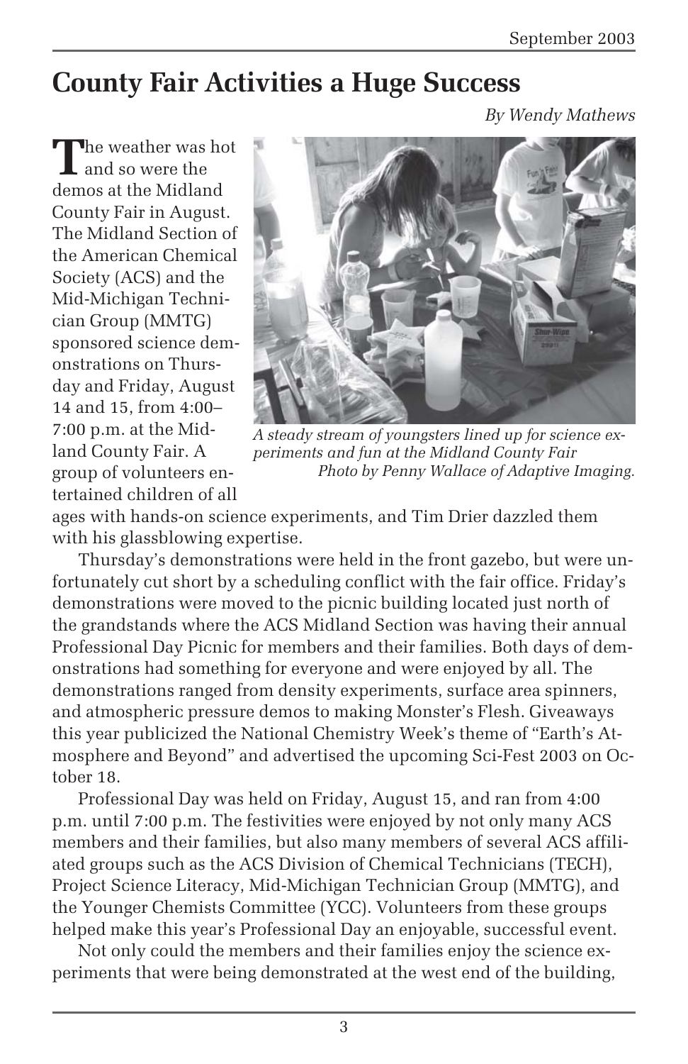# County Fair Activities a Huge Success

*By Wendy Mathews*

The weather was hot and so were the demos at the Midland County Fair in August. The Midland Section of the American Chemical Society (ACS) and the Mid-Michigan Technician Group (MMTG) sponsored science demonstrations on Thursday and Friday, August 14 and 15, from 4:00–7:00 p.m. at the Midland County Fair. A group of volunteers entertained children of all ages with hands-on science experiments, and Tim Drier dazzled them with his glassblowing expertise.

*A steady stream of youngsters lined up for science experiments and fun at the Midland County Fair*
*Photo by Penny Wallace of Adaptive Imaging.*

Thursday's demonstrations were held in the front gazebo, but were unfortunately cut short by a scheduling conflict with the fair office. Friday's demonstrations were moved to the picnic building located just north of the grandstands where the ACS Midland Section was having their annual Professional Day Picnic for members and their families. Both days of demonstrations had something for everyone and were enjoyed by all. The demonstrations ranged from density experiments, surface area spinners, and atmospheric pressure demos to making Monster's Flesh. Giveaways this year publicized the National Chemistry Week's theme of "Earth's Atmosphere and Beyond" and advertised the upcoming Sci-Fest 2003 on October 18.

Professional Day was held on Friday, August 15, and ran from 4:00 p.m. until 7:00 p.m. The festivities were enjoyed by not only many ACS members and their families, but also many members of several ACS affiliated groups such as the ACS Division of Chemical Technicians (TECH), Project Science Literacy, Mid-Michigan Technician Group (MMTG), and the Younger Chemists Committee (YCC). Volunteers from these groups helped make this year's Professional Day an enjoyable, successful event.

Not only could the members and their families enjoy the science experiments that were being demonstrated at the west end of the building,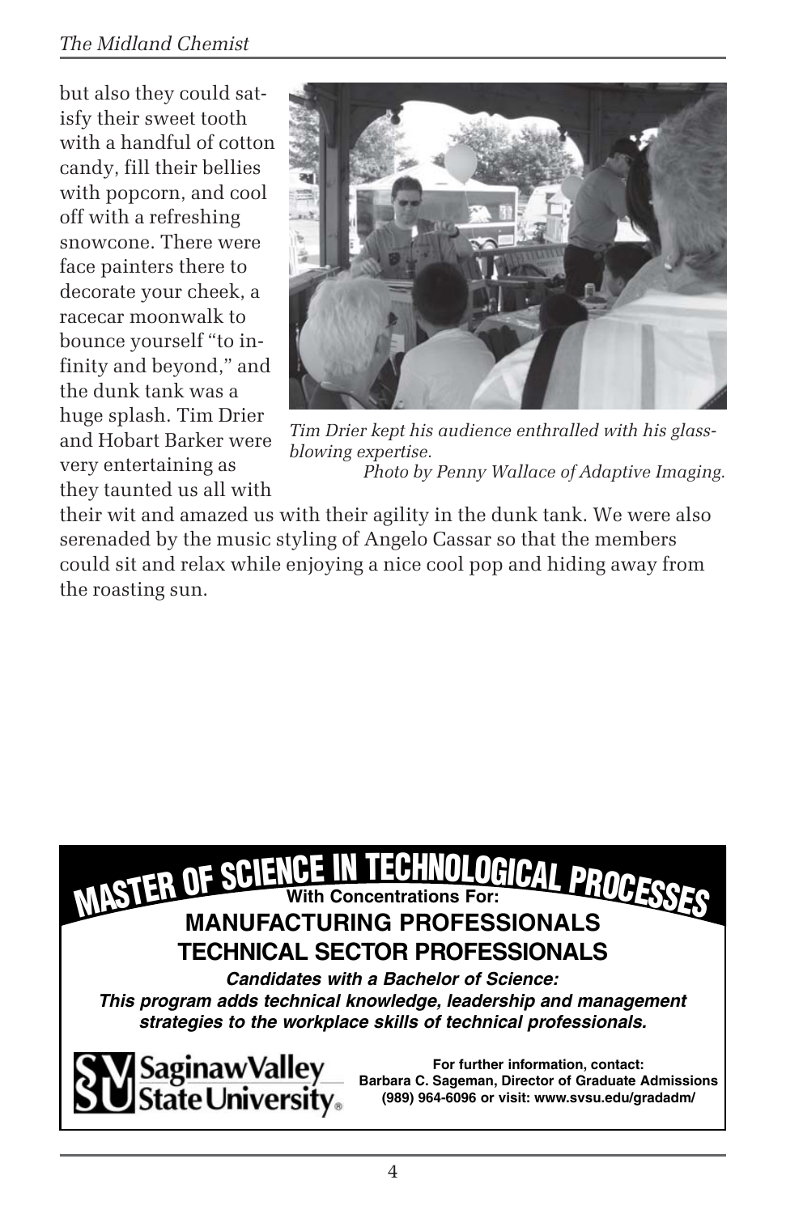but also they could satisfy their sweet tooth with a handful of cotton candy, fill their bellies with popcorn, and cool off with a refreshing snowcone. There were face painters there to decorate your cheek, a racecar moonwalk to bounce yourself "to infinity and beyond," and the dunk tank was a huge splash. Tim Drier and Hobart Barker were very entertaining as they taunted us all with their wit and amazed us with their agility in the dunk tank. We were also serenaded by the music styling of Angelo Cassar so that the members could sit and relax while enjoying a nice cool pop and hiding away from the roasting sun.

*Tim Drier kept his audience enthralled with his glass-blowing expertise.*
*Photo by Penny Wallace of Adaptive Imaging.*

## MASTER OF SCIENCE IN TECHNOLOGICAL PROCESSES

**With Concentrations For:**

**MANUFACTURING PROFESSIONALS**

**TECHNICAL SECTOR PROFESSIONALS**

***Candidates with a Bachelor of Science:***
***This program adds technical knowledge, leadership and management strategies to the workplace skills of technical professionals.***

Saginaw Valley State University

**For further information, contact:**
**Barbara C. Sageman, Director of Graduate Admissions**
**(989) 964-6096 or visit: www.svsu.edu/gradadm/**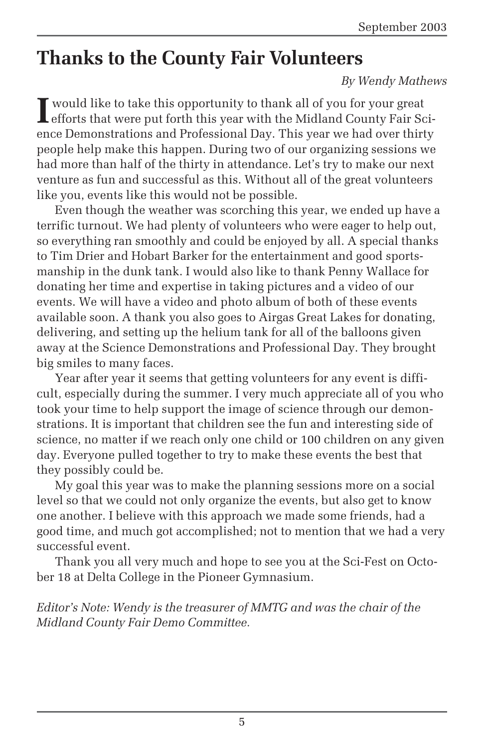# Thanks to the County Fair Volunteers

*By Wendy Mathews*

I would like to take this opportunity to thank all of you for your great efforts that were put forth this year with the Midland County Fair Science Demonstrations and Professional Day. This year we had over thirty people help make this happen. During two of our organizing sessions we had more than half of the thirty in attendance. Let's try to make our next venture as fun and successful as this. Without all of the great volunteers like you, events like this would not be possible.

Even though the weather was scorching this year, we ended up have a terrific turnout. We had plenty of volunteers who were eager to help out, so everything ran smoothly and could be enjoyed by all. A special thanks to Tim Drier and Hobart Barker for the entertainment and good sportsmanship in the dunk tank. I would also like to thank Penny Wallace for donating her time and expertise in taking pictures and a video of our events. We will have a video and photo album of both of these events available soon. A thank you also goes to Airgas Great Lakes for donating, delivering, and setting up the helium tank for all of the balloons given away at the Science Demonstrations and Professional Day. They brought big smiles to many faces.

Year after year it seems that getting volunteers for any event is difficult, especially during the summer. I very much appreciate all of you who took your time to help support the image of science through our demonstrations. It is important that children see the fun and interesting side of science, no matter if we reach only one child or 100 children on any given day. Everyone pulled together to try to make these events the best that they possibly could be.

My goal this year was to make the planning sessions more on a social level so that we could not only organize the events, but also get to know one another. I believe with this approach we made some friends, had a good time, and much got accomplished; not to mention that we had a very successful event.

Thank you all very much and hope to see you at the Sci-Fest on October 18 at Delta College in the Pioneer Gymnasium.

*Editor's Note: Wendy is the treasurer of MMTG and was the chair of the Midland County Fair Demo Committee.*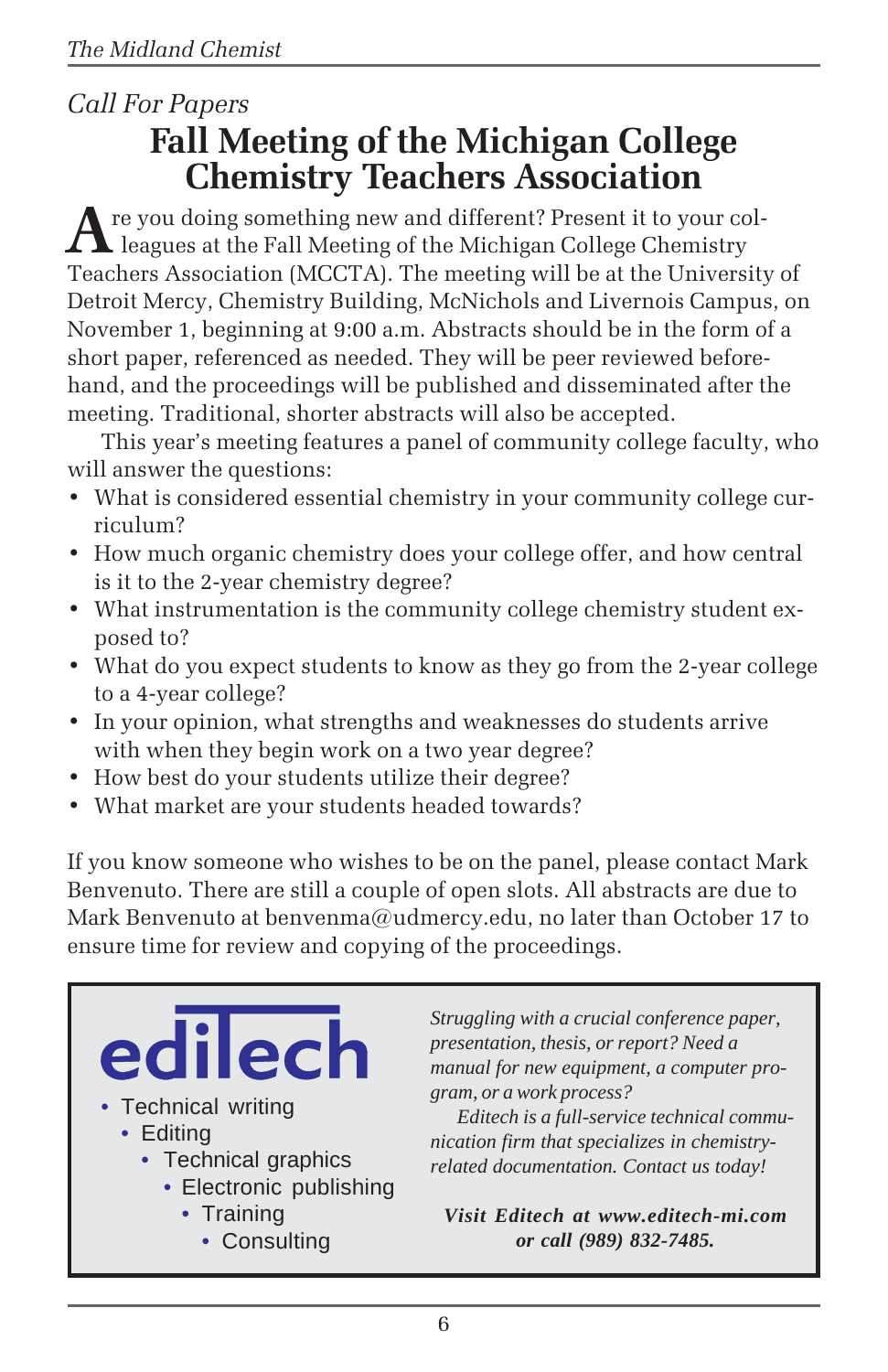*Call For Papers*

# Fall Meeting of the Michigan College Chemistry Teachers Association

Are you doing something new and different? Present it to your colleagues at the Fall Meeting of the Michigan College Chemistry Teachers Association (MCCTA). The meeting will be at the University of Detroit Mercy, Chemistry Building, McNichols and Livernois Campus, on November 1, beginning at 9:00 a.m. Abstracts should be in the form of a short paper, referenced as needed. They will be peer reviewed beforehand, and the proceedings will be published and disseminated after the meeting. Traditional, shorter abstracts will also be accepted.

This year's meeting features a panel of community college faculty, who will answer the questions:

- What is considered essential chemistry in your community college curriculum?
- How much organic chemistry does your college offer, and how central is it to the 2-year chemistry degree?
- What instrumentation is the community college chemistry student exposed to?
- What do you expect students to know as they go from the 2-year college to a 4-year college?
- In your opinion, what strengths and weaknesses do students arrive with when they begin work on a two year degree?
- How best do your students utilize their degree?
- What market are your students headed towards?

If you know someone who wishes to be on the panel, please contact Mark Benvenuto. There are still a couple of open slots. All abstracts are due to Mark Benvenuto at benvenma@udmercy.edu, no later than October 17 to ensure time for review and copying of the proceedings.

---

**ediTech**

- Technical writing
- Editing
- Technical graphics
- Electronic publishing
- Training
- Consulting

*Struggling with a crucial conference paper, presentation, thesis, or report? Need a manual for new equipment, a computer program, or a work process?*

*Editech is a full-service technical communication firm that specializes in chemistry-related documentation. Contact us today!*

***Visit Editech at www.editech-mi.com or call (989) 832-7485.***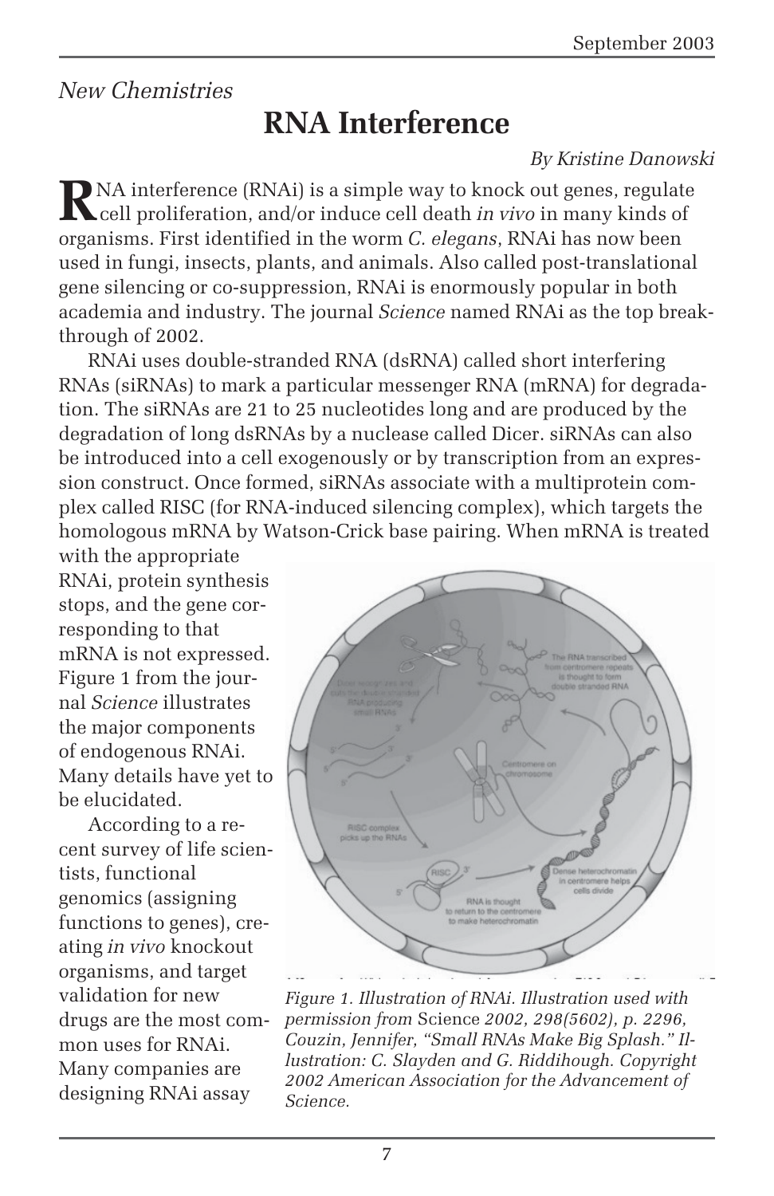*New Chemistries*

# RNA Interference

*By Kristine Danowski*

RNA interference (RNAi) is a simple way to knock out genes, regulate cell proliferation, and/or induce cell death *in vivo* in many kinds of organisms. First identified in the worm *C. elegans*, RNAi has now been used in fungi, insects, plants, and animals. Also called post-translational gene silencing or co-suppression, RNAi is enormously popular in both academia and industry. The journal *Science* named RNAi as the top breakthrough of 2002.

RNAi uses double-stranded RNA (dsRNA) called short interfering RNAs (siRNAs) to mark a particular messenger RNA (mRNA) for degradation. The siRNAs are 21 to 25 nucleotides long and are produced by the degradation of long dsRNAs by a nuclease called Dicer. siRNAs can also be introduced into a cell exogenously or by transcription from an expression construct. Once formed, siRNAs associate with a multiprotein complex called RISC (for RNA-induced silencing complex), which targets the homologous mRNA by Watson-Crick base pairing. When mRNA is treated with the appropriate RNAi, protein synthesis stops, and the gene corresponding to that mRNA is not expressed. Figure 1 from the journal *Science* illustrates the major components of endogenous RNAi. Many details have yet to be elucidated.

*Figure 1. Illustration of RNAi. Illustration used with permission from* Science *2002, 298(5602), p. 2296, Couzin, Jennifer, "Small RNAs Make Big Splash." Illustration: C. Slayden and G. Riddihough. Copyright 2002 American Association for the Advancement of Science.*

According to a recent survey of life scientists, functional genomics (assigning functions to genes), creating *in vivo* knockout organisms, and target validation for new drugs are the most common uses for RNAi. Many companies are designing RNAi assay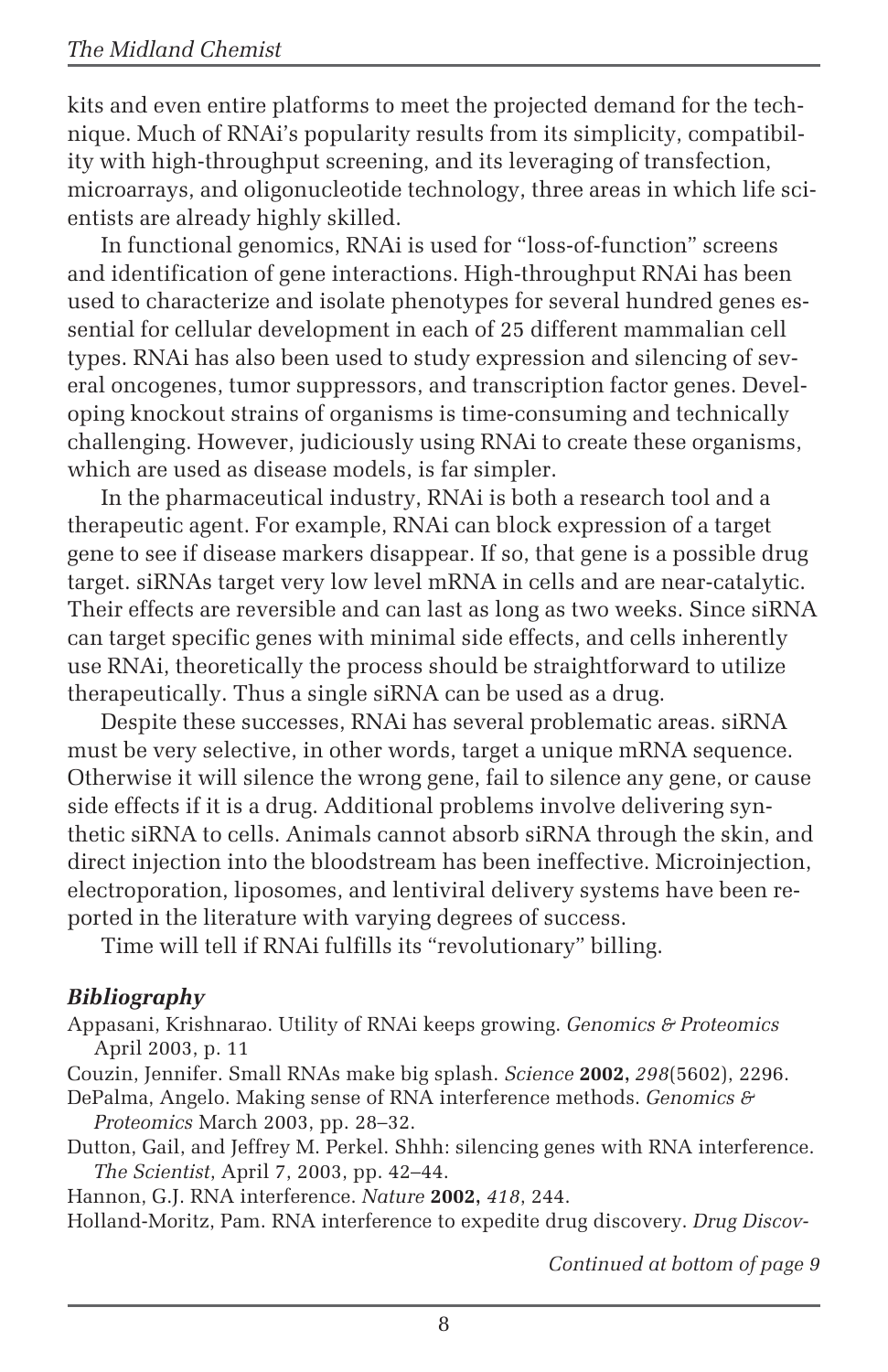kits and even entire platforms to meet the projected demand for the technique. Much of RNAi's popularity results from its simplicity, compatibility with high-throughput screening, and its leveraging of transfection, microarrays, and oligonucleotide technology, three areas in which life scientists are already highly skilled.

In functional genomics, RNAi is used for "loss-of-function" screens and identification of gene interactions. High-throughput RNAi has been used to characterize and isolate phenotypes for several hundred genes essential for cellular development in each of 25 different mammalian cell types. RNAi has also been used to study expression and silencing of several oncogenes, tumor suppressors, and transcription factor genes. Developing knockout strains of organisms is time-consuming and technically challenging. However, judiciously using RNAi to create these organisms, which are used as disease models, is far simpler.

In the pharmaceutical industry, RNAi is both a research tool and a therapeutic agent. For example, RNAi can block expression of a target gene to see if disease markers disappear. If so, that gene is a possible drug target. siRNAs target very low level mRNA in cells and are near-catalytic. Their effects are reversible and can last as long as two weeks. Since siRNA can target specific genes with minimal side effects, and cells inherently use RNAi, theoretically the process should be straightforward to utilize therapeutically. Thus a single siRNA can be used as a drug.

Despite these successes, RNAi has several problematic areas. siRNA must be very selective, in other words, target a unique mRNA sequence. Otherwise it will silence the wrong gene, fail to silence any gene, or cause side effects if it is a drug. Additional problems involve delivering synthetic siRNA to cells. Animals cannot absorb siRNA through the skin, and direct injection into the bloodstream has been ineffective. Microinjection, electroporation, liposomes, and lentiviral delivery systems have been reported in the literature with varying degrees of success.

Time will tell if RNAi fulfills its "revolutionary" billing.

### *Bibliography*

Appasani, Krishnarao. Utility of RNAi keeps growing. *Genomics & Proteomics* April 2003, p. 11

Couzin, Jennifer. Small RNAs make big splash. *Science* **2002,** *298*(5602), 2296.

DePalma, Angelo. Making sense of RNA interference methods. *Genomics & Proteomics* March 2003, pp. 28–32.

Dutton, Gail, and Jeffrey M. Perkel. Shhh: silencing genes with RNA interference. *The Scientist*, April 7, 2003, pp. 42–44.

Hannon, G.J. RNA interference. *Nature* **2002,** *418*, 244.

Holland-Moritz, Pam. RNA interference to expedite drug discovery. *Drug Discov-*

*Continued at bottom of page 9*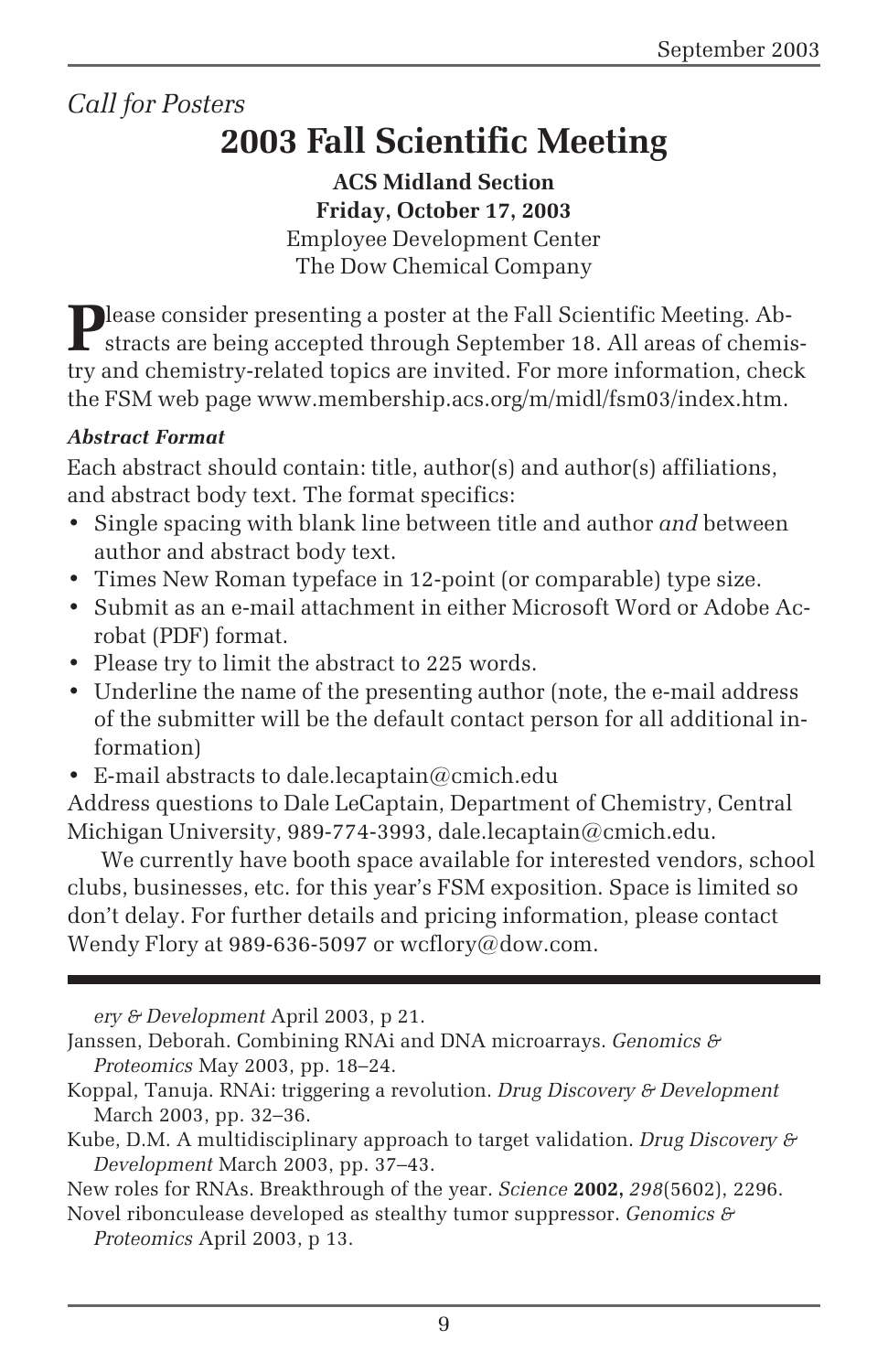*Call for Posters*

# 2003 Fall Scientific Meeting

**ACS Midland Section**
**Friday, October 17, 2003**
Employee Development Center
The Dow Chemical Company

Please consider presenting a poster at the Fall Scientific Meeting. Abstracts are being accepted through September 18. All areas of chemistry and chemistry-related topics are invited. For more information, check the FSM web page www.membership.acs.org/m/midl/fsm03/index.htm.

***Abstract Format***

Each abstract should contain: title, author(s) and author(s) affiliations, and abstract body text. The format specifics:

- Single spacing with blank line between title and author *and* between author and abstract body text.
- Times New Roman typeface in 12-point (or comparable) type size.
- Submit as an e-mail attachment in either Microsoft Word or Adobe Acrobat (PDF) format.
- Please try to limit the abstract to 225 words.
- Underline the name of the presenting author (note, the e-mail address of the submitter will be the default contact person for all additional information)
- E-mail abstracts to dale.lecaptain@cmich.edu

Address questions to Dale LeCaptain, Department of Chemistry, Central Michigan University, 989-774-3993, dale.lecaptain@cmich.edu.

We currently have booth space available for interested vendors, school clubs, businesses, etc. for this year's FSM exposition. Space is limited so don't delay. For further details and pricing information, please contact Wendy Flory at 989-636-5097 or wcflory@dow.com.

---

*ery & Development* April 2003, p 21.

Janssen, Deborah. Combining RNAi and DNA microarrays. *Genomics & Proteomics* May 2003, pp. 18–24.

Koppal, Tanuja. RNAi: triggering a revolution. *Drug Discovery & Development* March 2003, pp. 32–36.

Kube, D.M. A multidisciplinary approach to target validation. *Drug Discovery & Development* March 2003, pp. 37–43.

New roles for RNAs. Breakthrough of the year. *Science* **2002,** *298*(5602), 2296.

Novel ribonculease developed as stealthy tumor suppressor. *Genomics & Proteomics* April 2003, p 13.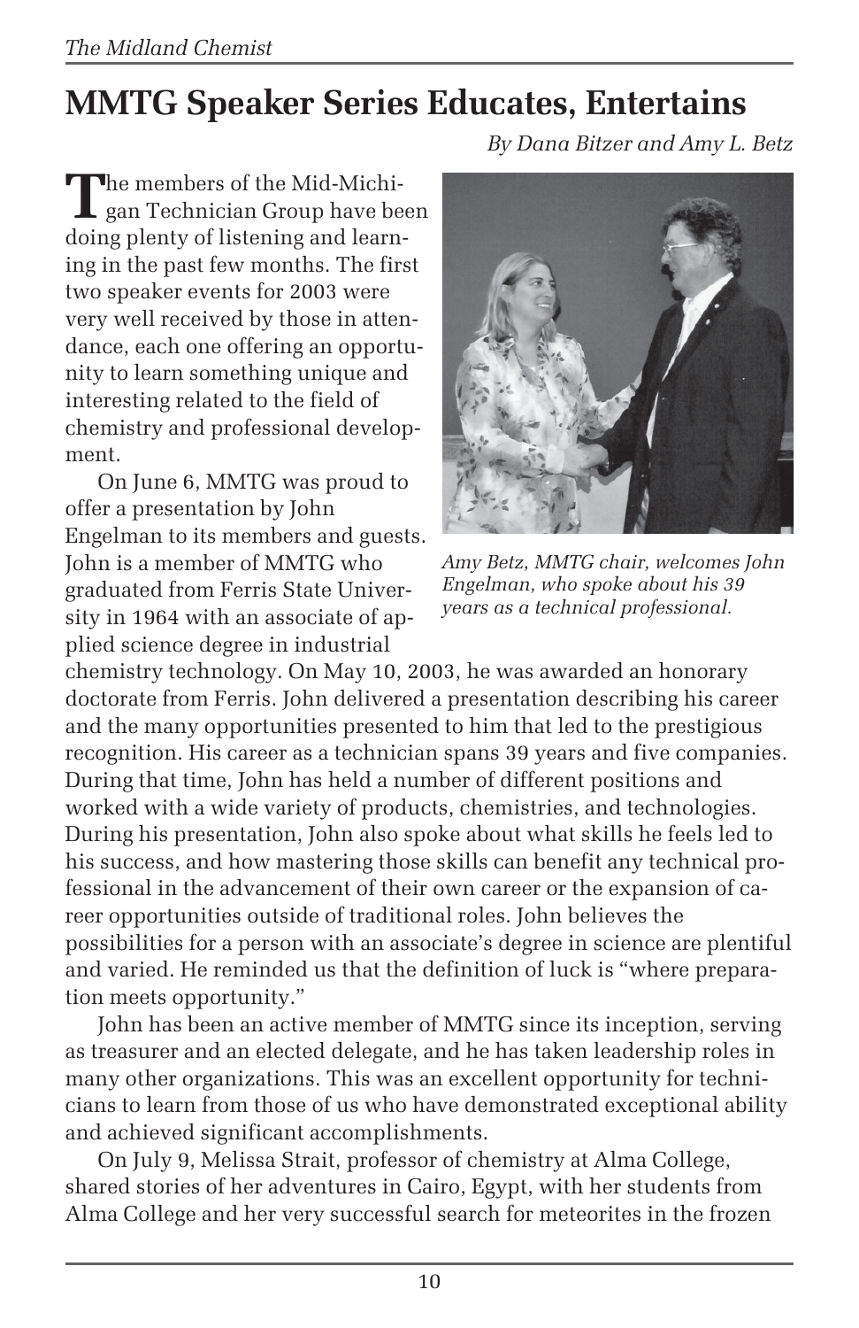# MMTG Speaker Series Educates, Entertains

*By Dana Bitzer and Amy L. Betz*

The members of the Mid-Michigan Technician Group have been doing plenty of listening and learning in the past few months. The first two speaker events for 2003 were very well received by those in attendance, each one offering an opportunity to learn something unique and interesting related to the field of chemistry and professional development.

*Amy Betz, MMTG chair, welcomes John Engelman, who spoke about his 39 years as a technical professional.*

On June 6, MMTG was proud to offer a presentation by John Engelman to its members and guests. John is a member of MMTG who graduated from Ferris State University in 1964 with an associate of applied science degree in industrial chemistry technology. On May 10, 2003, he was awarded an honorary doctorate from Ferris. John delivered a presentation describing his career and the many opportunities presented to him that led to the prestigious recognition. His career as a technician spans 39 years and five companies. During that time, John has held a number of different positions and worked with a wide variety of products, chemistries, and technologies. During his presentation, John also spoke about what skills he feels led to his success, and how mastering those skills can benefit any technical professional in the advancement of their own career or the expansion of career opportunities outside of traditional roles. John believes the possibilities for a person with an associate's degree in science are plentiful and varied. He reminded us that the definition of luck is "where preparation meets opportunity."

John has been an active member of MMTG since its inception, serving as treasurer and an elected delegate, and he has taken leadership roles in many other organizations. This was an excellent opportunity for technicians to learn from those of us who have demonstrated exceptional ability and achieved significant accomplishments.

On July 9, Melissa Strait, professor of chemistry at Alma College, shared stories of her adventures in Cairo, Egypt, with her students from Alma College and her very successful search for meteorites in the frozen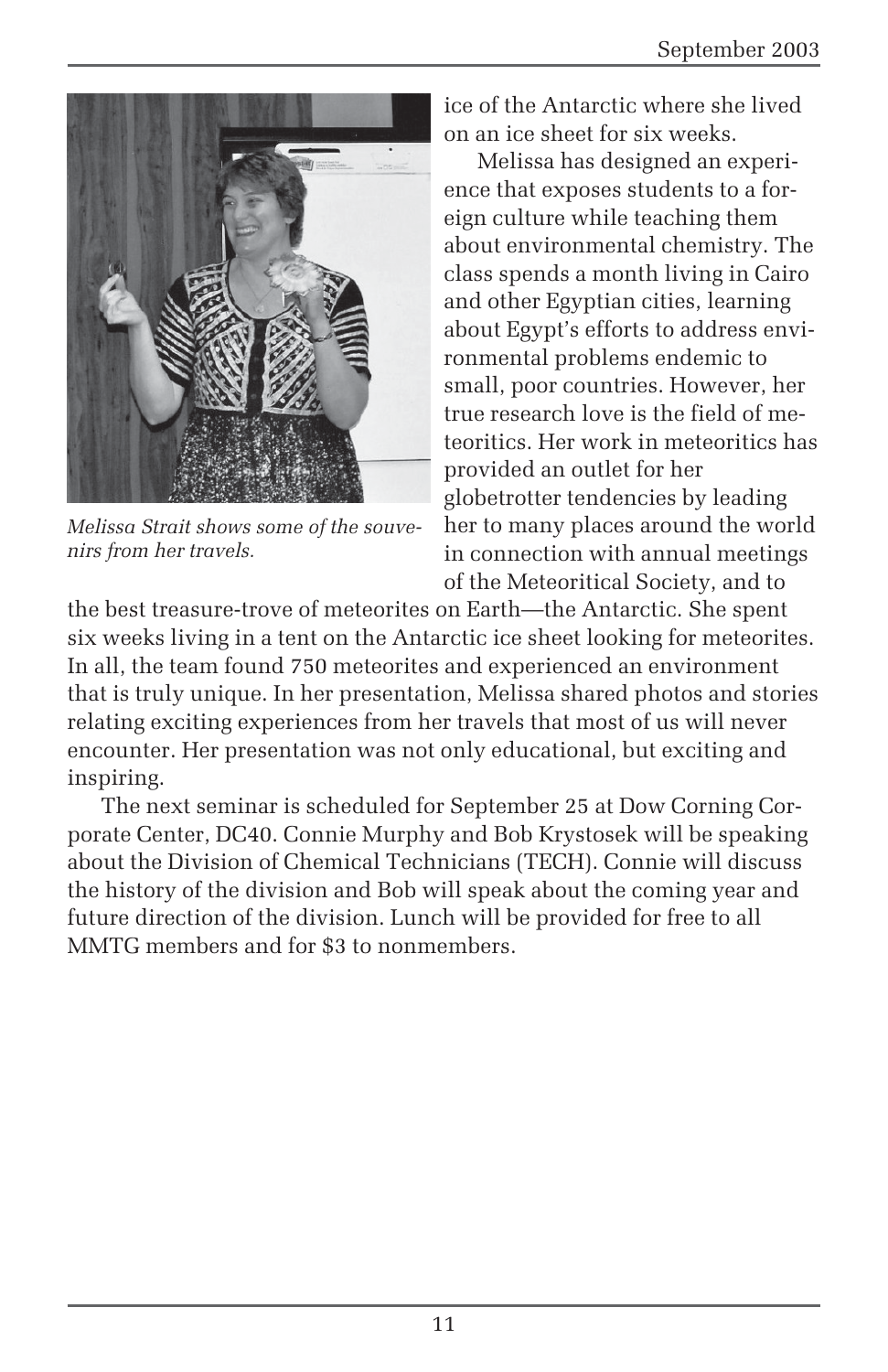ice of the Antarctic where she lived on an ice sheet for six weeks.

Melissa has designed an experience that exposes students to a foreign culture while teaching them about environmental chemistry. The class spends a month living in Cairo and other Egyptian cities, learning about Egypt's efforts to address environmental problems endemic to small, poor countries. However, her true research love is the field of meteoritics. Her work in meteoritics has provided an outlet for her globetrotter tendencies by leading her to many places around the world in connection with annual meetings of the Meteoritical Society, and to the best treasure-trove of meteorites on Earth—the Antarctic. She spent six weeks living in a tent on the Antarctic ice sheet looking for meteorites. In all, the team found 750 meteorites and experienced an environment that is truly unique. In her presentation, Melissa shared photos and stories relating exciting experiences from her travels that most of us will never encounter. Her presentation was not only educational, but exciting and inspiring.

*Melissa Strait shows some of the souvenirs from her travels.*

The next seminar is scheduled for September 25 at Dow Corning Corporate Center, DC40. Connie Murphy and Bob Krystosek will be speaking about the Division of Chemical Technicians (TECH). Connie will discuss the history of the division and Bob will speak about the coming year and future direction of the division. Lunch will be provided for free to all MMTG members and for $3 to nonmembers.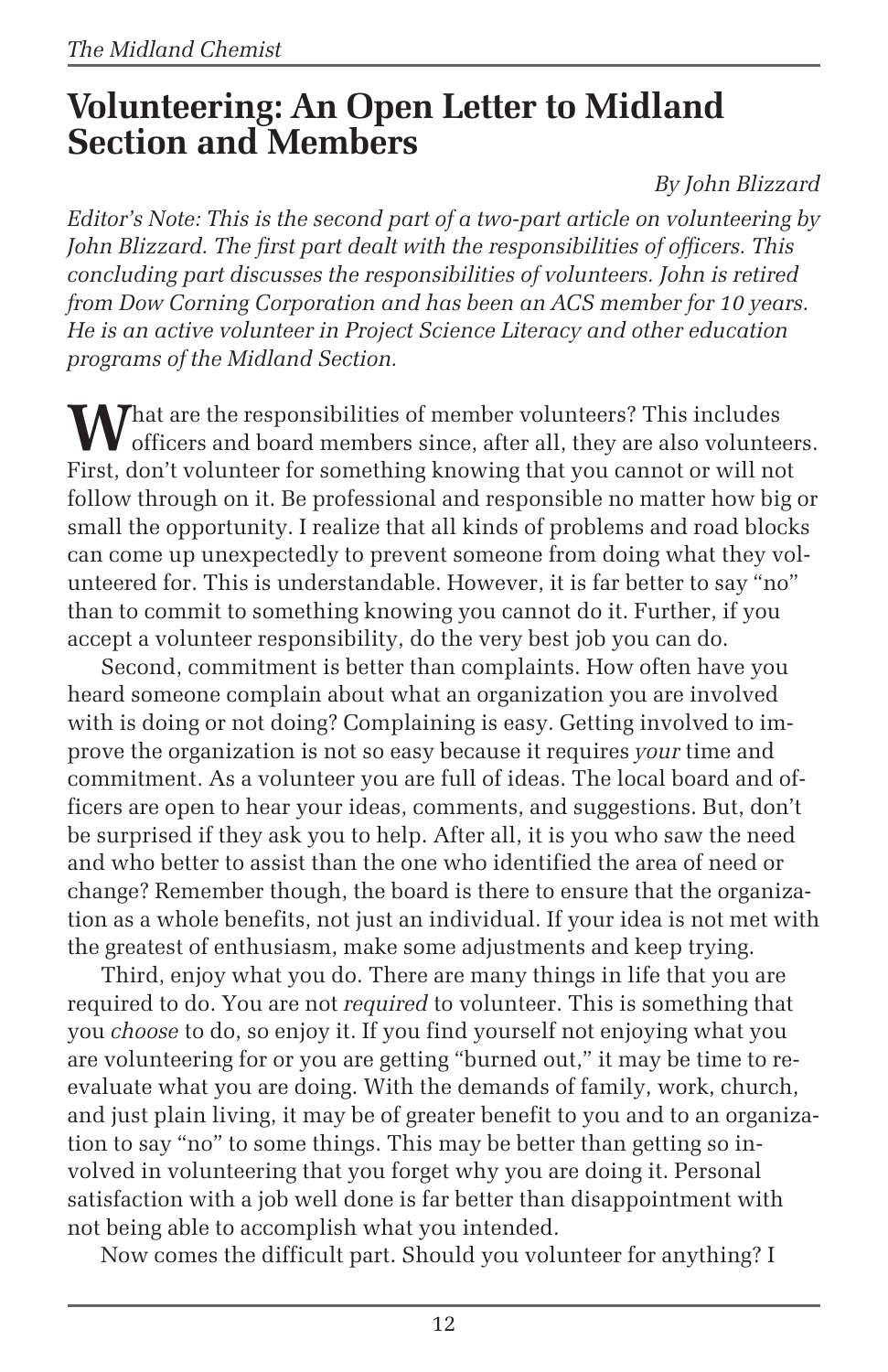# Volunteering: An Open Letter to Midland Section and Members

*By John Blizzard*

*Editor's Note: This is the second part of a two-part article on volunteering by John Blizzard. The first part dealt with the responsibilities of officers. This concluding part discusses the responsibilities of volunteers. John is retired from Dow Corning Corporation and has been an ACS member for 10 years. He is an active volunteer in Project Science Literacy and other education programs of the Midland Section.*

What are the responsibilities of member volunteers? This includes officers and board members since, after all, they are also volunteers. First, don't volunteer for something knowing that you cannot or will not follow through on it. Be professional and responsible no matter how big or small the opportunity. I realize that all kinds of problems and road blocks can come up unexpectedly to prevent someone from doing what they volunteered for. This is understandable. However, it is far better to say "no" than to commit to something knowing you cannot do it. Further, if you accept a volunteer responsibility, do the very best job you can do.

Second, commitment is better than complaints. How often have you heard someone complain about what an organization you are involved with is doing or not doing? Complaining is easy. Getting involved to improve the organization is not so easy because it requires *your* time and commitment. As a volunteer you are full of ideas. The local board and officers are open to hear your ideas, comments, and suggestions. But, don't be surprised if they ask you to help. After all, it is you who saw the need and who better to assist than the one who identified the area of need or change? Remember though, the board is there to ensure that the organization as a whole benefits, not just an individual. If your idea is not met with the greatest of enthusiasm, make some adjustments and keep trying.

Third, enjoy what you do. There are many things in life that you are required to do. You are not *required* to volunteer. This is something that you *choose* to do, so enjoy it. If you find yourself not enjoying what you are volunteering for or you are getting "burned out," it may be time to reevaluate what you are doing. With the demands of family, work, church, and just plain living, it may be of greater benefit to you and to an organization to say "no" to some things. This may be better than getting so involved in volunteering that you forget why you are doing it. Personal satisfaction with a job well done is far better than disappointment with not being able to accomplish what you intended.

Now comes the difficult part. Should you volunteer for anything? I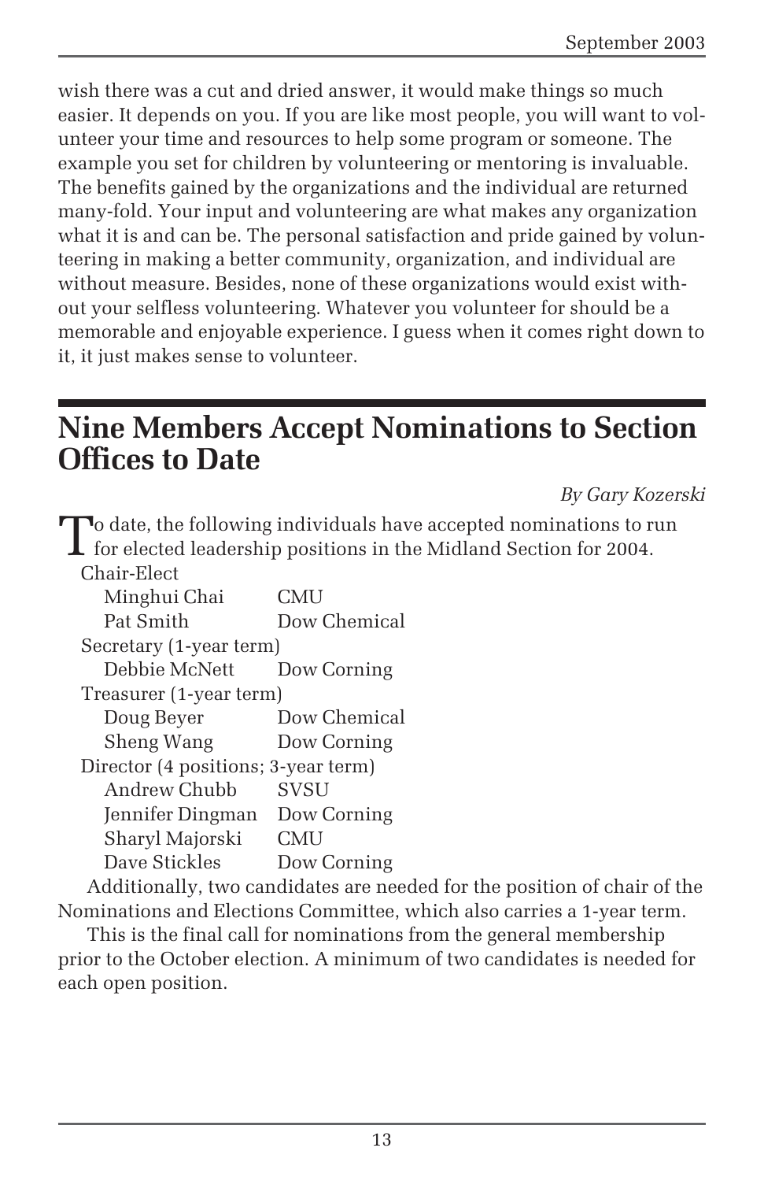wish there was a cut and dried answer, it would make things so much easier. It depends on you. If you are like most people, you will want to volunteer your time and resources to help some program or someone. The example you set for children by volunteering or mentoring is invaluable. The benefits gained by the organizations and the individual are returned many-fold. Your input and volunteering are what makes any organization what it is and can be. The personal satisfaction and pride gained by volunteering in making a better community, organization, and individual are without measure. Besides, none of these organizations would exist without your selfless volunteering. Whatever you volunteer for should be a memorable and enjoyable experience. I guess when it comes right down to it, it just makes sense to volunteer.

## Nine Members Accept Nominations to Section Offices to Date

*By Gary Kozerski*

To date, the following individuals have accepted nominations to run for elected leadership positions in the Midland Section for 2004.

Chair-Elect

| | |
|---|---|
| Minghui Chai | CMU |
| Pat Smith | Dow Chemical |

Secretary (1-year term)

| | |
|---|---|
| Debbie McNett | Dow Corning |

Treasurer (1-year term)

| | |
|---|---|
| Doug Beyer | Dow Chemical |
| Sheng Wang | Dow Corning |

Director (4 positions; 3-year term)

| | |
|---|---|
| Andrew Chubb | SVSU |
| Jennifer Dingman | Dow Corning |
| Sharyl Majorski | CMU |
| Dave Stickles | Dow Corning |

Additionally, two candidates are needed for the position of chair of the Nominations and Elections Committee, which also carries a 1-year term.

This is the final call for nominations from the general membership prior to the October election. A minimum of two candidates is needed for each open position.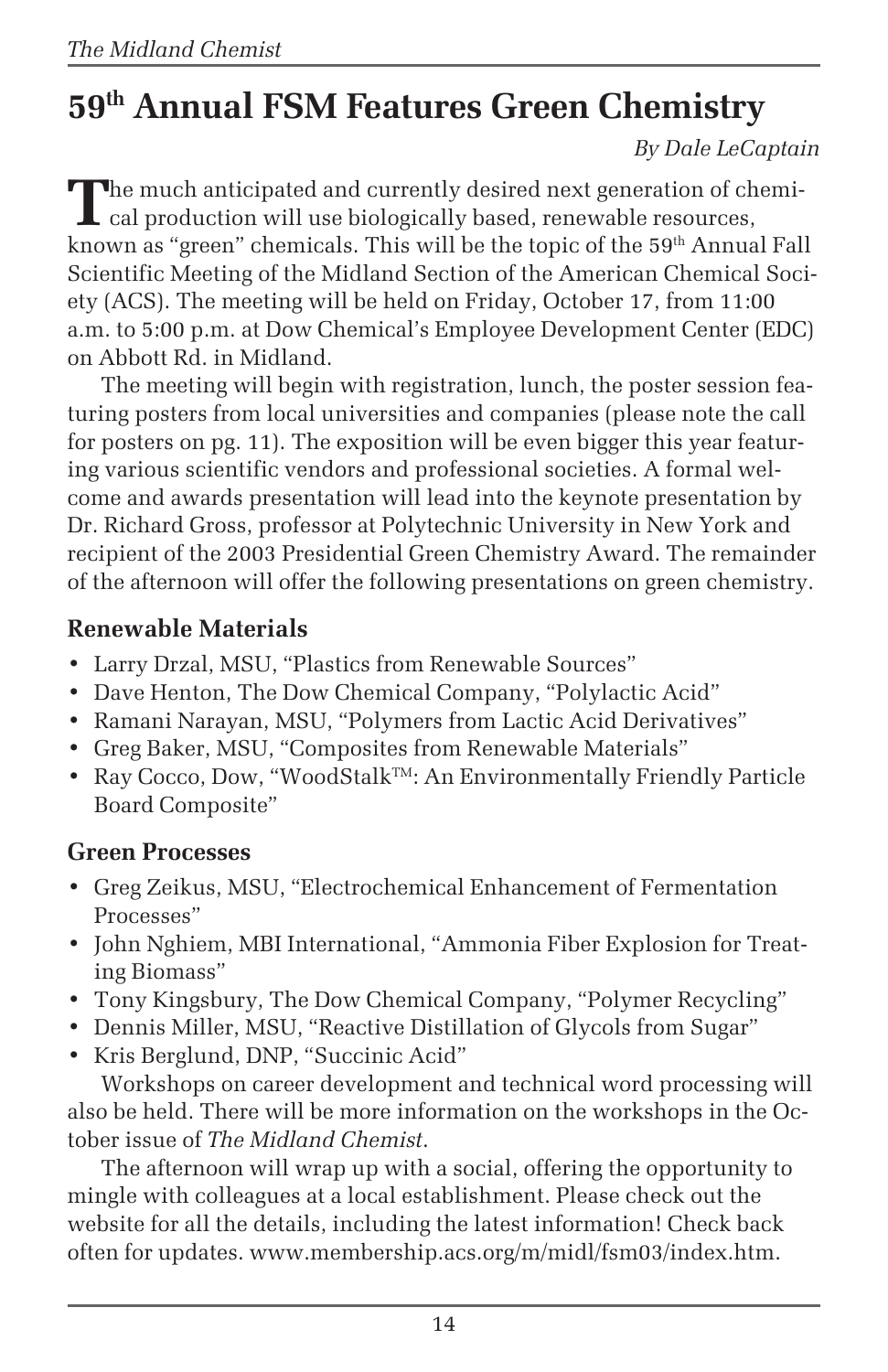# 59th Annual FSM Features Green Chemistry

*By Dale LeCaptain*

The much anticipated and currently desired next generation of chemical production will use biologically based, renewable resources, known as "green" chemicals. This will be the topic of the 59th Annual Fall Scientific Meeting of the Midland Section of the American Chemical Society (ACS). The meeting will be held on Friday, October 17, from 11:00 a.m. to 5:00 p.m. at Dow Chemical's Employee Development Center (EDC) on Abbott Rd. in Midland.

The meeting will begin with registration, lunch, the poster session featuring posters from local universities and companies (please note the call for posters on pg. 11). The exposition will be even bigger this year featuring various scientific vendors and professional societies. A formal welcome and awards presentation will lead into the keynote presentation by Dr. Richard Gross, professor at Polytechnic University in New York and recipient of the 2003 Presidential Green Chemistry Award. The remainder of the afternoon will offer the following presentations on green chemistry.

### Renewable Materials

- Larry Drzal, MSU, "Plastics from Renewable Sources"
- Dave Henton, The Dow Chemical Company, "Polylactic Acid"
- Ramani Narayan, MSU, "Polymers from Lactic Acid Derivatives"
- Greg Baker, MSU, "Composites from Renewable Materials"
- Ray Cocco, Dow, "WoodStalk™: An Environmentally Friendly Particle Board Composite"

### Green Processes

- Greg Zeikus, MSU, "Electrochemical Enhancement of Fermentation Processes"
- John Nghiem, MBI International, "Ammonia Fiber Explosion for Treating Biomass"
- Tony Kingsbury, The Dow Chemical Company, "Polymer Recycling"
- Dennis Miller, MSU, "Reactive Distillation of Glycols from Sugar"
- Kris Berglund, DNP, "Succinic Acid"

Workshops on career development and technical word processing will also be held. There will be more information on the workshops in the October issue of *The Midland Chemist*.

The afternoon will wrap up with a social, offering the opportunity to mingle with colleagues at a local establishment. Please check out the website for all the details, including the latest information! Check back often for updates. www.membership.acs.org/m/midl/fsm03/index.htm.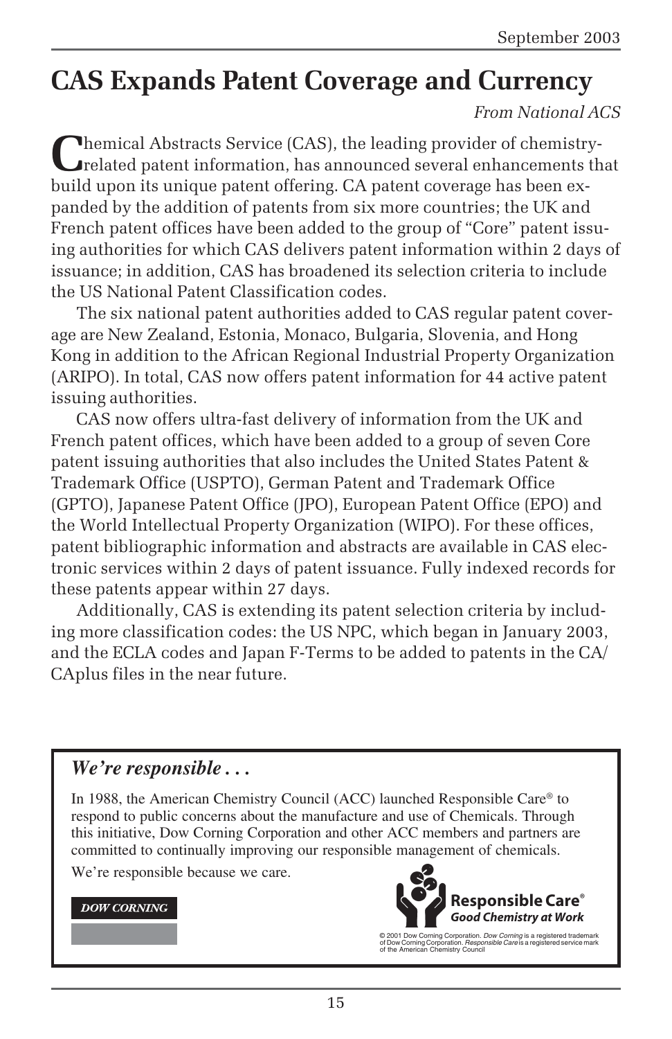# CAS Expands Patent Coverage and Currency

*From National ACS*

Chemical Abstracts Service (CAS), the leading provider of chemistry-related patent information, has announced several enhancements that build upon its unique patent offering. CA patent coverage has been expanded by the addition of patents from six more countries; the UK and French patent offices have been added to the group of "Core" patent issuing authorities for which CAS delivers patent information within 2 days of issuance; in addition, CAS has broadened its selection criteria to include the US National Patent Classification codes.

The six national patent authorities added to CAS regular patent coverage are New Zealand, Estonia, Monaco, Bulgaria, Slovenia, and Hong Kong in addition to the African Regional Industrial Property Organization (ARIPO). In total, CAS now offers patent information for 44 active patent issuing authorities.

CAS now offers ultra-fast delivery of information from the UK and French patent offices, which have been added to a group of seven Core patent issuing authorities that also includes the United States Patent & Trademark Office (USPTO), German Patent and Trademark Office (GPTO), Japanese Patent Office (JPO), European Patent Office (EPO) and the World Intellectual Property Organization (WIPO). For these offices, patent bibliographic information and abstracts are available in CAS electronic services within 2 days of patent issuance. Fully indexed records for these patents appear within 27 days.

Additionally, CAS is extending its patent selection criteria by including more classification codes: the US NPC, which began in January 2003, and the ECLA codes and Japan F-Terms to be added to patents in the CA/CAplus files in the near future.

---

***We're responsible . . .***

In 1988, the American Chemistry Council (ACC) launched Responsible Care® to respond to public concerns about the manufacture and use of Chemicals. Through this initiative, Dow Corning Corporation and other ACC members and partners are committed to continually improving our responsible management of chemicals.

We're responsible because we care.

**DOW CORNING**

**Responsible Care®**
***Good Chemistry at Work***

© 2001 Dow Corning Corporation. *Dow Corning* is a registered trademark of Dow Corning Corporation. *Responsible Care* is a registered service mark of the American Chemistry Council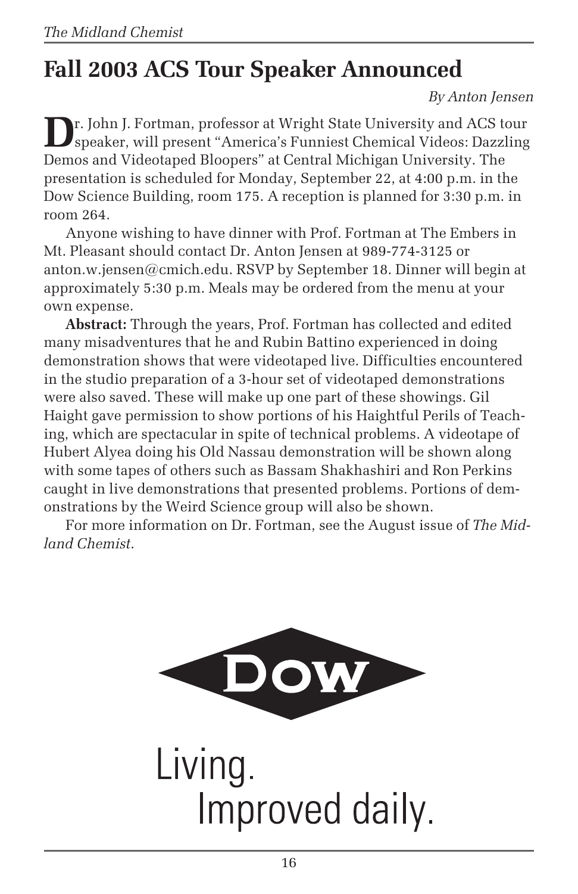# Fall 2003 ACS Tour Speaker Announced

*By Anton Jensen*

Dr. John J. Fortman, professor at Wright State University and ACS tour speaker, will present "America's Funniest Chemical Videos: Dazzling Demos and Videotaped Bloopers" at Central Michigan University. The presentation is scheduled for Monday, September 22, at 4:00 p.m. in the Dow Science Building, room 175. A reception is planned for 3:30 p.m. in room 264.

Anyone wishing to have dinner with Prof. Fortman at The Embers in Mt. Pleasant should contact Dr. Anton Jensen at 989-774-3125 or anton.w.jensen@cmich.edu. RSVP by September 18. Dinner will begin at approximately 5:30 p.m. Meals may be ordered from the menu at your own expense.

**Abstract:** Through the years, Prof. Fortman has collected and edited many misadventures that he and Rubin Battino experienced in doing demonstration shows that were videotaped live. Difficulties encountered in the studio preparation of a 3-hour set of videotaped demonstrations were also saved. These will make up one part of these showings. Gil Haight gave permission to show portions of his Haightful Perils of Teaching, which are spectacular in spite of technical problems. A videotape of Hubert Alyea doing his Old Nassau demonstration will be shown along with some tapes of others such as Bassam Shakhashiri and Ron Perkins caught in live demonstrations that presented problems. Portions of demonstrations by the Weird Science group will also be shown.

For more information on Dr. Fortman, see the August issue of *The Midland Chemist*.

DOW

Living.
Improved daily.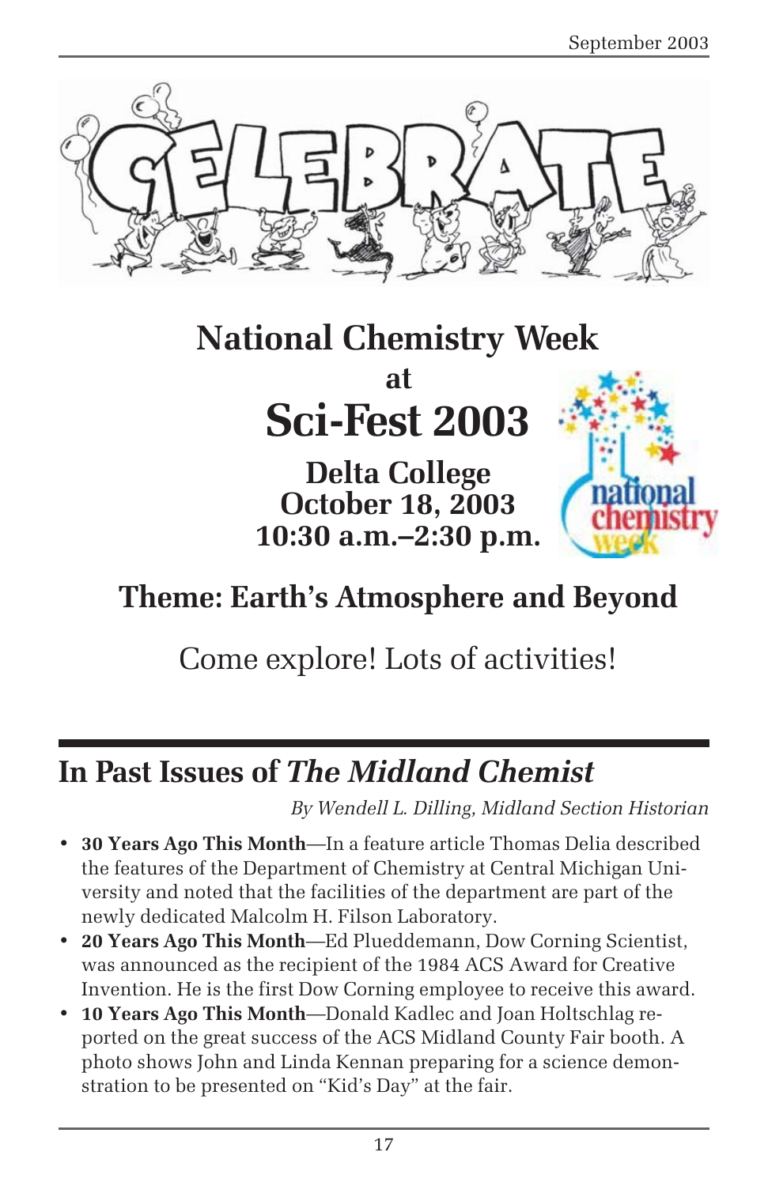# National Chemistry Week

**at**

# Sci-Fest 2003

**Delta College**
**October 18, 2003**
**10:30 a.m.–2:30 p.m.**

## Theme: Earth's Atmosphere and Beyond

Come explore! Lots of activities!

## In Past Issues of *The Midland Chemist*

*By Wendell L. Dilling, Midland Section Historian*

- **30 Years Ago This Month**—In a feature article Thomas Delia described the features of the Department of Chemistry at Central Michigan University and noted that the facilities of the department are part of the newly dedicated Malcolm H. Filson Laboratory.
- **20 Years Ago This Month**—Ed Plueddemann, Dow Corning Scientist, was announced as the recipient of the 1984 ACS Award for Creative Invention. He is the first Dow Corning employee to receive this award.
- **10 Years Ago This Month**—Donald Kadlec and Joan Holtschlag reported on the great success of the ACS Midland County Fair booth. A photo shows John and Linda Kennan preparing for a science demonstration to be presented on "Kid's Day" at the fair.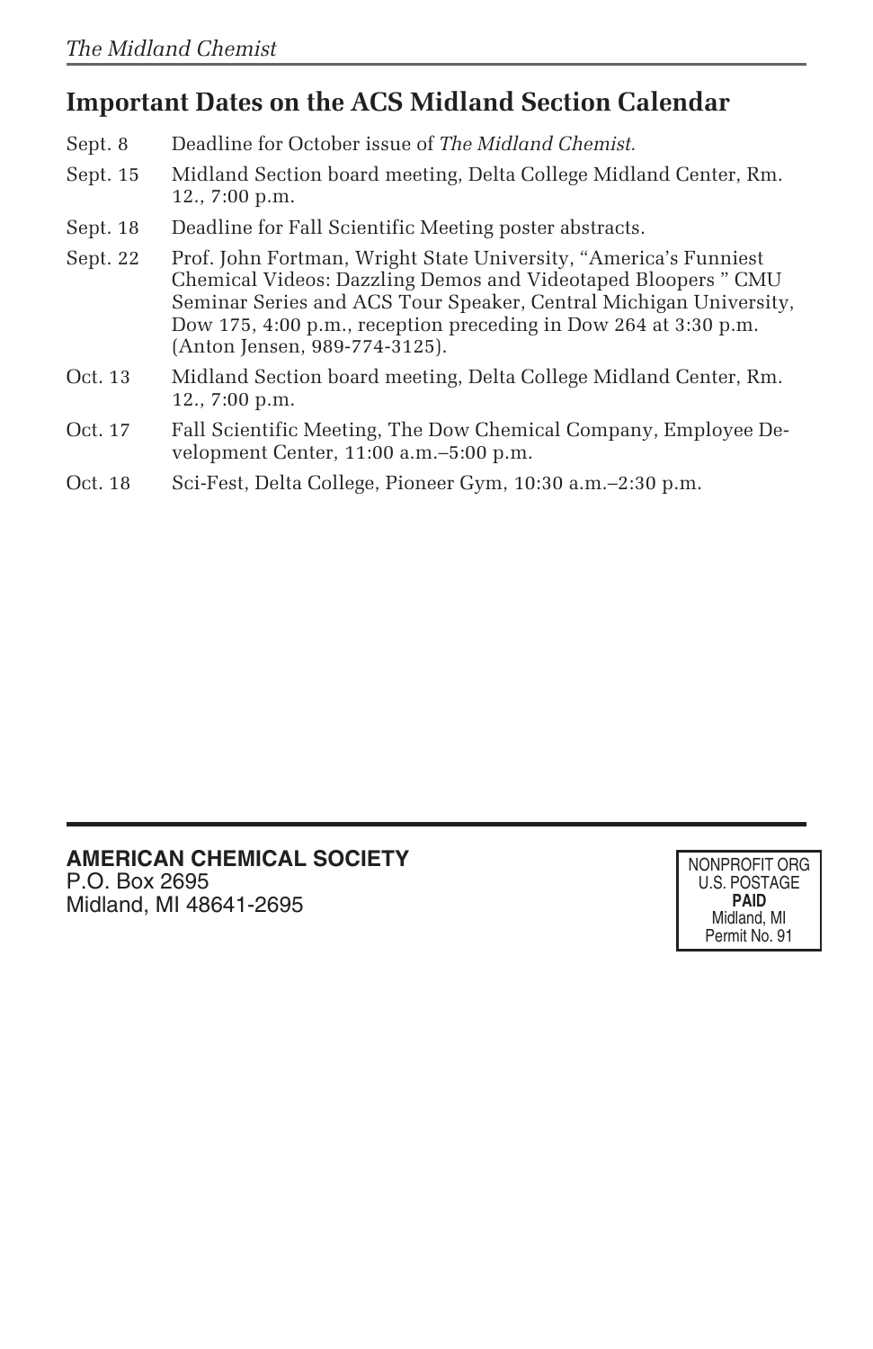## Important Dates on the ACS Midland Section Calendar

| | |
|---|---|
| Sept. 8 | Deadline for October issue of *The Midland Chemist.* |
| Sept. 15 | Midland Section board meeting, Delta College Midland Center, Rm. 12., 7:00 p.m. |
| Sept. 18 | Deadline for Fall Scientific Meeting poster abstracts. |
| Sept. 22 | Prof. John Fortman, Wright State University, "America's Funniest Chemical Videos: Dazzling Demos and Videotaped Bloopers " CMU Seminar Series and ACS Tour Speaker, Central Michigan University, Dow 175, 4:00 p.m., reception preceding in Dow 264 at 3:30 p.m. (Anton Jensen, 989-774-3125). |
| Oct. 13 | Midland Section board meeting, Delta College Midland Center, Rm. 12., 7:00 p.m. |
| Oct. 17 | Fall Scientific Meeting, The Dow Chemical Company, Employee Development Center, 11:00 a.m.–5:00 p.m. |
| Oct. 18 | Sci-Fest, Delta College, Pioneer Gym, 10:30 a.m.–2:30 p.m. |

---

**AMERICAN CHEMICAL SOCIETY**
P.O. Box 2695
Midland, MI 48641-2695

NONPROFIT ORG
U.S. POSTAGE
**PAID**
Midland, MI
Permit No. 91